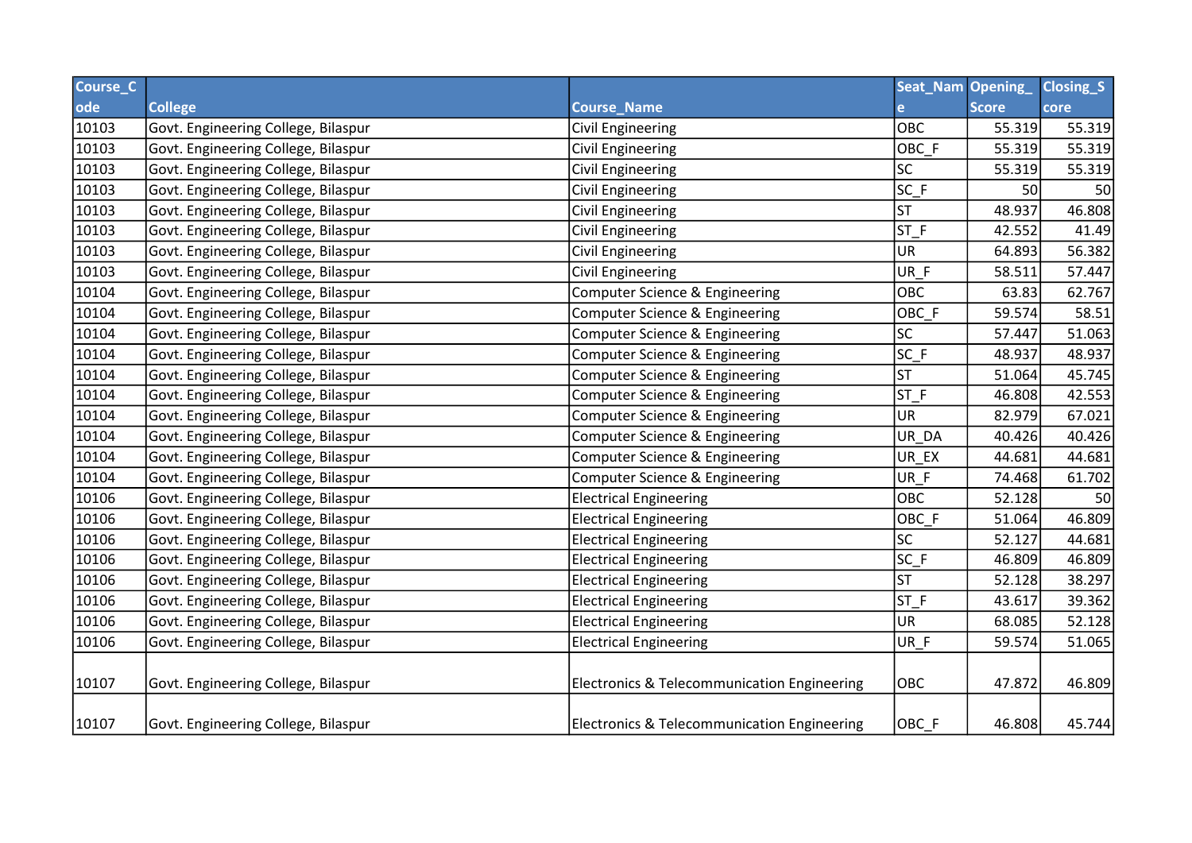| Course_Code | College | Course_Name | Seat_Name | Opening_Score | Closing_Score |
|---|---|---|---|---|---|
| 10103 | Govt. Engineering College, Bilaspur | Civil Engineering | OBC | 55.319 | 55.319 |
| 10103 | Govt. Engineering College, Bilaspur | Civil Engineering | OBC_F | 55.319 | 55.319 |
| 10103 | Govt. Engineering College, Bilaspur | Civil Engineering | SC | 55.319 | 55.319 |
| 10103 | Govt. Engineering College, Bilaspur | Civil Engineering | SC_F | 50 | 50 |
| 10103 | Govt. Engineering College, Bilaspur | Civil Engineering | ST | 48.937 | 46.808 |
| 10103 | Govt. Engineering College, Bilaspur | Civil Engineering | ST_F | 42.552 | 41.49 |
| 10103 | Govt. Engineering College, Bilaspur | Civil Engineering | UR | 64.893 | 56.382 |
| 10103 | Govt. Engineering College, Bilaspur | Civil Engineering | UR_F | 58.511 | 57.447 |
| 10104 | Govt. Engineering College, Bilaspur | Computer Science & Engineering | OBC | 63.83 | 62.767 |
| 10104 | Govt. Engineering College, Bilaspur | Computer Science & Engineering | OBC_F | 59.574 | 58.51 |
| 10104 | Govt. Engineering College, Bilaspur | Computer Science & Engineering | SC | 57.447 | 51.063 |
| 10104 | Govt. Engineering College, Bilaspur | Computer Science & Engineering | SC_F | 48.937 | 48.937 |
| 10104 | Govt. Engineering College, Bilaspur | Computer Science & Engineering | ST | 51.064 | 45.745 |
| 10104 | Govt. Engineering College, Bilaspur | Computer Science & Engineering | ST_F | 46.808 | 42.553 |
| 10104 | Govt. Engineering College, Bilaspur | Computer Science & Engineering | UR | 82.979 | 67.021 |
| 10104 | Govt. Engineering College, Bilaspur | Computer Science & Engineering | UR_DA | 40.426 | 40.426 |
| 10104 | Govt. Engineering College, Bilaspur | Computer Science & Engineering | UR_EX | 44.681 | 44.681 |
| 10104 | Govt. Engineering College, Bilaspur | Computer Science & Engineering | UR_F | 74.468 | 61.702 |
| 10106 | Govt. Engineering College, Bilaspur | Electrical Engineering | OBC | 52.128 | 50 |
| 10106 | Govt. Engineering College, Bilaspur | Electrical Engineering | OBC_F | 51.064 | 46.809 |
| 10106 | Govt. Engineering College, Bilaspur | Electrical Engineering | SC | 52.127 | 44.681 |
| 10106 | Govt. Engineering College, Bilaspur | Electrical Engineering | SC_F | 46.809 | 46.809 |
| 10106 | Govt. Engineering College, Bilaspur | Electrical Engineering | ST | 52.128 | 38.297 |
| 10106 | Govt. Engineering College, Bilaspur | Electrical Engineering | ST_F | 43.617 | 39.362 |
| 10106 | Govt. Engineering College, Bilaspur | Electrical Engineering | UR | 68.085 | 52.128 |
| 10106 | Govt. Engineering College, Bilaspur | Electrical Engineering | UR_F | 59.574 | 51.065 |
| 10107 | Govt. Engineering College, Bilaspur | Electronics & Telecommunication Engineering | OBC | 47.872 | 46.809 |
| 10107 | Govt. Engineering College, Bilaspur | Electronics & Telecommunication Engineering | OBC_F | 46.808 | 45.744 |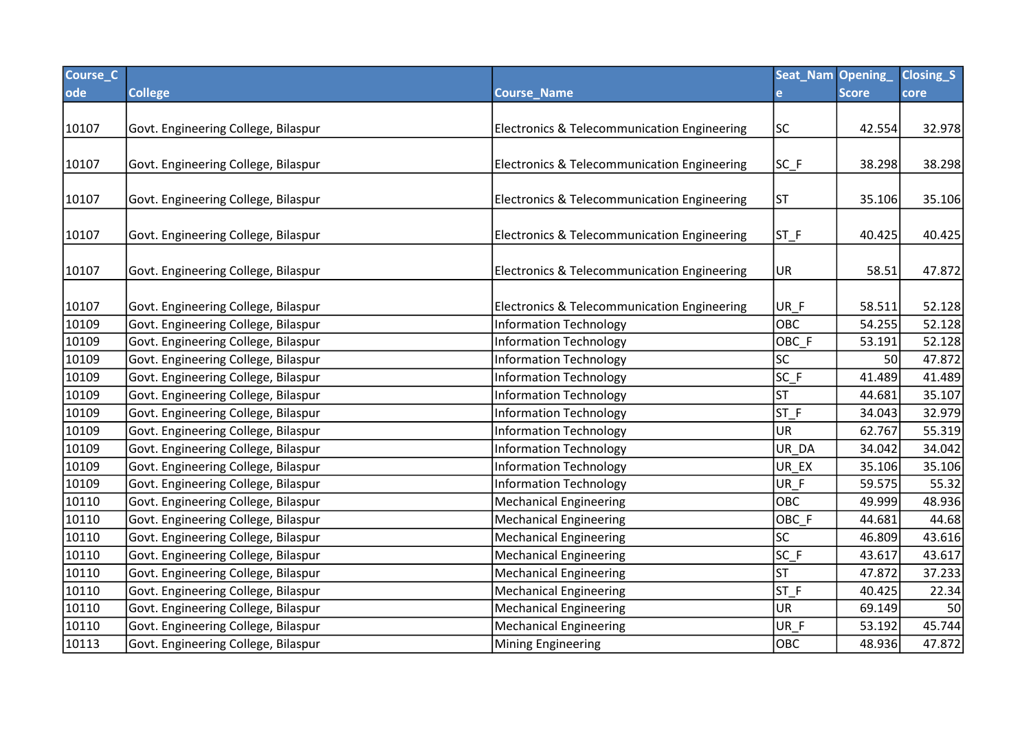| Course_Code | College | Course_Name | Seat_Name | Opening_Score | Closing_Score |
|---|---|---|---|---|---|
| 10107 | Govt. Engineering College, Bilaspur | Electronics & Telecommunication Engineering | SC | 42.554 | 32.978 |
| 10107 | Govt. Engineering College, Bilaspur | Electronics & Telecommunication Engineering | SC_F | 38.298 | 38.298 |
| 10107 | Govt. Engineering College, Bilaspur | Electronics & Telecommunication Engineering | ST | 35.106 | 35.106 |
| 10107 | Govt. Engineering College, Bilaspur | Electronics & Telecommunication Engineering | ST_F | 40.425 | 40.425 |
| 10107 | Govt. Engineering College, Bilaspur | Electronics & Telecommunication Engineering | UR | 58.51 | 47.872 |
| 10107 | Govt. Engineering College, Bilaspur | Electronics & Telecommunication Engineering | UR_F | 58.511 | 52.128 |
| 10109 | Govt. Engineering College, Bilaspur | Information Technology | OBC | 54.255 | 52.128 |
| 10109 | Govt. Engineering College, Bilaspur | Information Technology | OBC_F | 53.191 | 52.128 |
| 10109 | Govt. Engineering College, Bilaspur | Information Technology | SC | 50 | 47.872 |
| 10109 | Govt. Engineering College, Bilaspur | Information Technology | SC_F | 41.489 | 41.489 |
| 10109 | Govt. Engineering College, Bilaspur | Information Technology | ST | 44.681 | 35.107 |
| 10109 | Govt. Engineering College, Bilaspur | Information Technology | ST_F | 34.043 | 32.979 |
| 10109 | Govt. Engineering College, Bilaspur | Information Technology | UR | 62.767 | 55.319 |
| 10109 | Govt. Engineering College, Bilaspur | Information Technology | UR_DA | 34.042 | 34.042 |
| 10109 | Govt. Engineering College, Bilaspur | Information Technology | UR_EX | 35.106 | 35.106 |
| 10109 | Govt. Engineering College, Bilaspur | Information Technology | UR_F | 59.575 | 55.32 |
| 10110 | Govt. Engineering College, Bilaspur | Mechanical Engineering | OBC | 49.999 | 48.936 |
| 10110 | Govt. Engineering College, Bilaspur | Mechanical Engineering | OBC_F | 44.681 | 44.68 |
| 10110 | Govt. Engineering College, Bilaspur | Mechanical Engineering | SC | 46.809 | 43.616 |
| 10110 | Govt. Engineering College, Bilaspur | Mechanical Engineering | SC_F | 43.617 | 43.617 |
| 10110 | Govt. Engineering College, Bilaspur | Mechanical Engineering | ST | 47.872 | 37.233 |
| 10110 | Govt. Engineering College, Bilaspur | Mechanical Engineering | ST_F | 40.425 | 22.34 |
| 10110 | Govt. Engineering College, Bilaspur | Mechanical Engineering | UR | 69.149 | 50 |
| 10110 | Govt. Engineering College, Bilaspur | Mechanical Engineering | UR_F | 53.192 | 45.744 |
| 10113 | Govt. Engineering College, Bilaspur | Mining Engineering | OBC | 48.936 | 47.872 |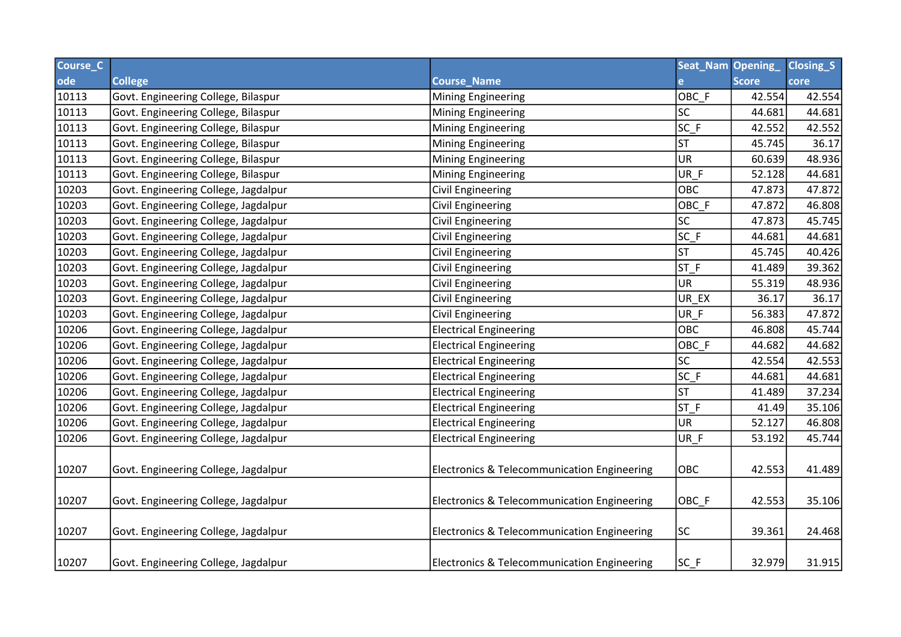| Course_Code | College | Course_Name | Seat_Name | Opening_Score | Closing_Score |
|---|---|---|---|---|---|
| 10113 | Govt. Engineering College, Bilaspur | Mining Engineering | OBC_F | 42.554 | 42.554 |
| 10113 | Govt. Engineering College, Bilaspur | Mining Engineering | SC | 44.681 | 44.681 |
| 10113 | Govt. Engineering College, Bilaspur | Mining Engineering | SC_F | 42.552 | 42.552 |
| 10113 | Govt. Engineering College, Bilaspur | Mining Engineering | ST | 45.745 | 36.17 |
| 10113 | Govt. Engineering College, Bilaspur | Mining Engineering | UR | 60.639 | 48.936 |
| 10113 | Govt. Engineering College, Bilaspur | Mining Engineering | UR_F | 52.128 | 44.681 |
| 10203 | Govt. Engineering College, Jagdalpur | Civil Engineering | OBC | 47.873 | 47.872 |
| 10203 | Govt. Engineering College, Jagdalpur | Civil Engineering | OBC_F | 47.872 | 46.808 |
| 10203 | Govt. Engineering College, Jagdalpur | Civil Engineering | SC | 47.873 | 45.745 |
| 10203 | Govt. Engineering College, Jagdalpur | Civil Engineering | SC_F | 44.681 | 44.681 |
| 10203 | Govt. Engineering College, Jagdalpur | Civil Engineering | ST | 45.745 | 40.426 |
| 10203 | Govt. Engineering College, Jagdalpur | Civil Engineering | ST_F | 41.489 | 39.362 |
| 10203 | Govt. Engineering College, Jagdalpur | Civil Engineering | UR | 55.319 | 48.936 |
| 10203 | Govt. Engineering College, Jagdalpur | Civil Engineering | UR_EX | 36.17 | 36.17 |
| 10203 | Govt. Engineering College, Jagdalpur | Civil Engineering | UR_F | 56.383 | 47.872 |
| 10206 | Govt. Engineering College, Jagdalpur | Electrical Engineering | OBC | 46.808 | 45.744 |
| 10206 | Govt. Engineering College, Jagdalpur | Electrical Engineering | OBC_F | 44.682 | 44.682 |
| 10206 | Govt. Engineering College, Jagdalpur | Electrical Engineering | SC | 42.554 | 42.553 |
| 10206 | Govt. Engineering College, Jagdalpur | Electrical Engineering | SC_F | 44.681 | 44.681 |
| 10206 | Govt. Engineering College, Jagdalpur | Electrical Engineering | ST | 41.489 | 37.234 |
| 10206 | Govt. Engineering College, Jagdalpur | Electrical Engineering | ST_F | 41.49 | 35.106 |
| 10206 | Govt. Engineering College, Jagdalpur | Electrical Engineering | UR | 52.127 | 46.808 |
| 10206 | Govt. Engineering College, Jagdalpur | Electrical Engineering | UR_F | 53.192 | 45.744 |
| 10207 | Govt. Engineering College, Jagdalpur | Electronics & Telecommunication Engineering | OBC | 42.553 | 41.489 |
| 10207 | Govt. Engineering College, Jagdalpur | Electronics & Telecommunication Engineering | OBC_F | 42.553 | 35.106 |
| 10207 | Govt. Engineering College, Jagdalpur | Electronics & Telecommunication Engineering | SC | 39.361 | 24.468 |
| 10207 | Govt. Engineering College, Jagdalpur | Electronics & Telecommunication Engineering | SC_F | 32.979 | 31.915 |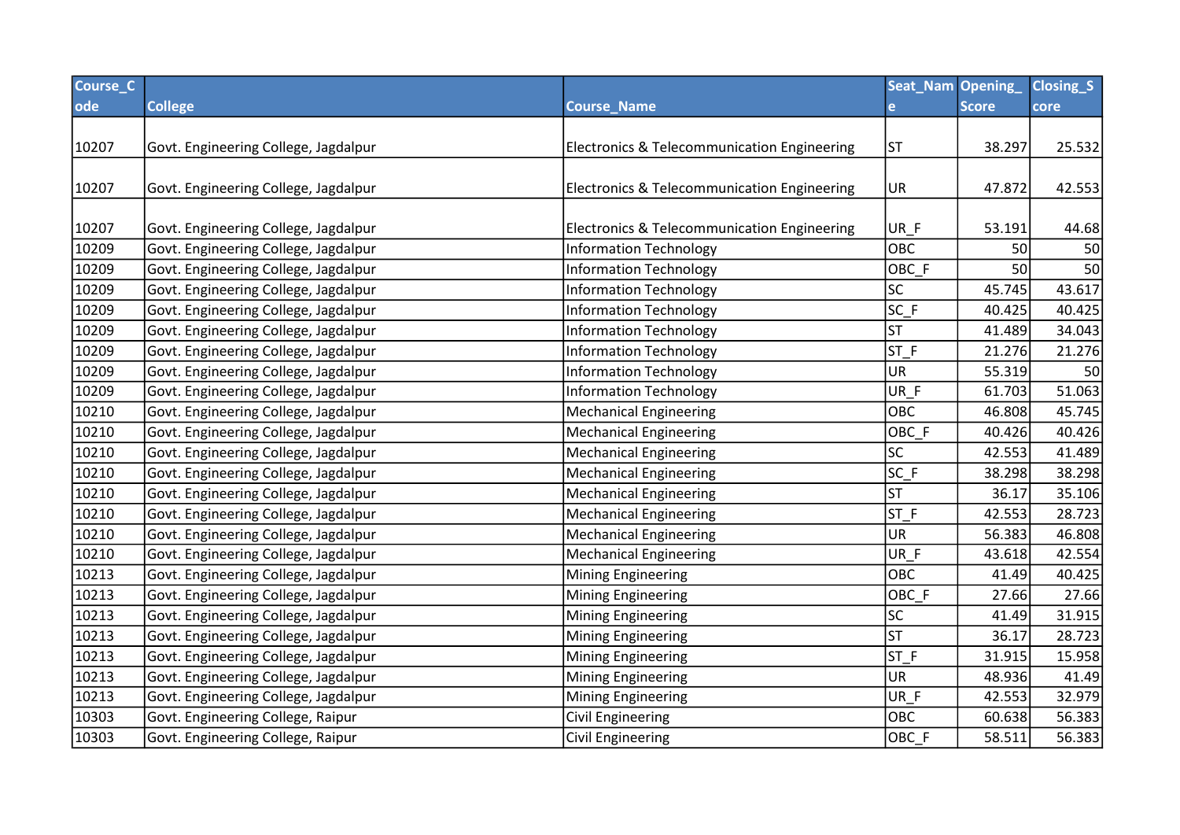| Course_Code | College | Course_Name | Seat_Name | Opening_Score | Closing_Score |
|---|---|---|---|---|---|
| 10207 | Govt. Engineering College, Jagdalpur | Electronics & Telecommunication Engineering | ST | 38.297 | 25.532 |
| 10207 | Govt. Engineering College, Jagdalpur | Electronics & Telecommunication Engineering | UR | 47.872 | 42.553 |
| 10207 | Govt. Engineering College, Jagdalpur | Electronics & Telecommunication Engineering | UR_F | 53.191 | 44.68 |
| 10209 | Govt. Engineering College, Jagdalpur | Information Technology | OBC | 50 | 50 |
| 10209 | Govt. Engineering College, Jagdalpur | Information Technology | OBC_F | 50 | 50 |
| 10209 | Govt. Engineering College, Jagdalpur | Information Technology | SC | 45.745 | 43.617 |
| 10209 | Govt. Engineering College, Jagdalpur | Information Technology | SC_F | 40.425 | 40.425 |
| 10209 | Govt. Engineering College, Jagdalpur | Information Technology | ST | 41.489 | 34.043 |
| 10209 | Govt. Engineering College, Jagdalpur | Information Technology | ST_F | 21.276 | 21.276 |
| 10209 | Govt. Engineering College, Jagdalpur | Information Technology | UR | 55.319 | 50 |
| 10209 | Govt. Engineering College, Jagdalpur | Information Technology | UR_F | 61.703 | 51.063 |
| 10210 | Govt. Engineering College, Jagdalpur | Mechanical Engineering | OBC | 46.808 | 45.745 |
| 10210 | Govt. Engineering College, Jagdalpur | Mechanical Engineering | OBC_F | 40.426 | 40.426 |
| 10210 | Govt. Engineering College, Jagdalpur | Mechanical Engineering | SC | 42.553 | 41.489 |
| 10210 | Govt. Engineering College, Jagdalpur | Mechanical Engineering | SC_F | 38.298 | 38.298 |
| 10210 | Govt. Engineering College, Jagdalpur | Mechanical Engineering | ST | 36.17 | 35.106 |
| 10210 | Govt. Engineering College, Jagdalpur | Mechanical Engineering | ST_F | 42.553 | 28.723 |
| 10210 | Govt. Engineering College, Jagdalpur | Mechanical Engineering | UR | 56.383 | 46.808 |
| 10210 | Govt. Engineering College, Jagdalpur | Mechanical Engineering | UR_F | 43.618 | 42.554 |
| 10213 | Govt. Engineering College, Jagdalpur | Mining Engineering | OBC | 41.49 | 40.425 |
| 10213 | Govt. Engineering College, Jagdalpur | Mining Engineering | OBC_F | 27.66 | 27.66 |
| 10213 | Govt. Engineering College, Jagdalpur | Mining Engineering | SC | 41.49 | 31.915 |
| 10213 | Govt. Engineering College, Jagdalpur | Mining Engineering | ST | 36.17 | 28.723 |
| 10213 | Govt. Engineering College, Jagdalpur | Mining Engineering | ST_F | 31.915 | 15.958 |
| 10213 | Govt. Engineering College, Jagdalpur | Mining Engineering | UR | 48.936 | 41.49 |
| 10213 | Govt. Engineering College, Jagdalpur | Mining Engineering | UR_F | 42.553 | 32.979 |
| 10303 | Govt. Engineering College, Raipur | Civil Engineering | OBC | 60.638 | 56.383 |
| 10303 | Govt. Engineering College, Raipur | Civil Engineering | OBC_F | 58.511 | 56.383 |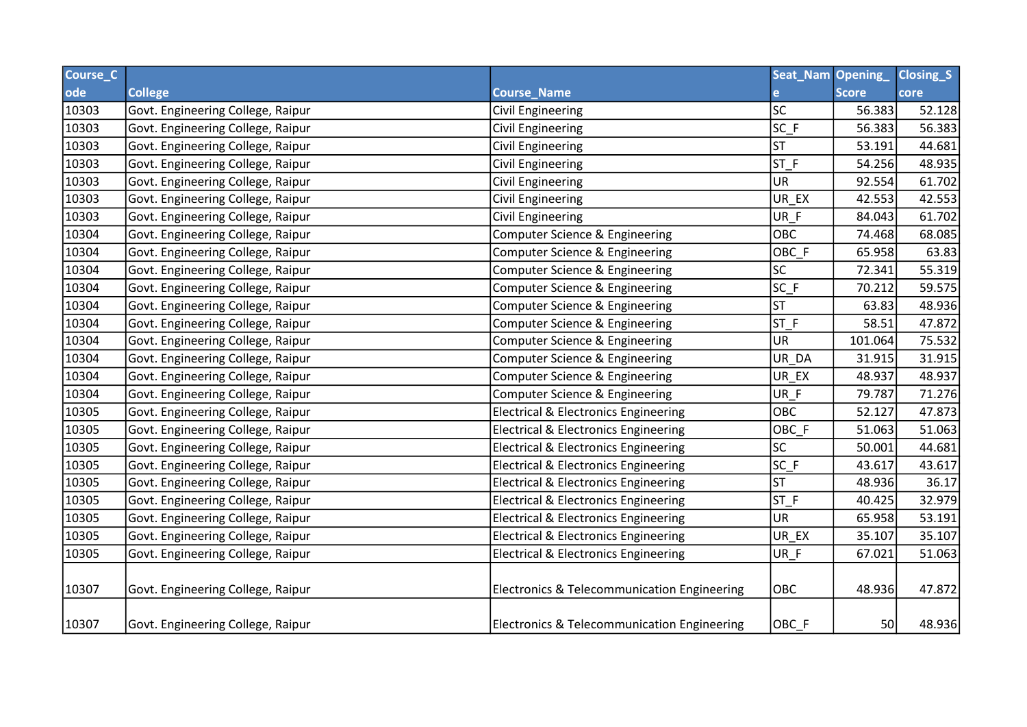| Course_Code | College | Course_Name | Seat_Name | Opening_Score | Closing_Score |
|---|---|---|---|---|---|
| 10303 | Govt. Engineering College, Raipur | Civil Engineering | SC | 56.383 | 52.128 |
| 10303 | Govt. Engineering College, Raipur | Civil Engineering | SC_F | 56.383 | 56.383 |
| 10303 | Govt. Engineering College, Raipur | Civil Engineering | ST | 53.191 | 44.681 |
| 10303 | Govt. Engineering College, Raipur | Civil Engineering | ST_F | 54.256 | 48.935 |
| 10303 | Govt. Engineering College, Raipur | Civil Engineering | UR | 92.554 | 61.702 |
| 10303 | Govt. Engineering College, Raipur | Civil Engineering | UR_EX | 42.553 | 42.553 |
| 10303 | Govt. Engineering College, Raipur | Civil Engineering | UR_F | 84.043 | 61.702 |
| 10304 | Govt. Engineering College, Raipur | Computer Science & Engineering | OBC | 74.468 | 68.085 |
| 10304 | Govt. Engineering College, Raipur | Computer Science & Engineering | OBC_F | 65.958 | 63.83 |
| 10304 | Govt. Engineering College, Raipur | Computer Science & Engineering | SC | 72.341 | 55.319 |
| 10304 | Govt. Engineering College, Raipur | Computer Science & Engineering | SC_F | 70.212 | 59.575 |
| 10304 | Govt. Engineering College, Raipur | Computer Science & Engineering | ST | 63.83 | 48.936 |
| 10304 | Govt. Engineering College, Raipur | Computer Science & Engineering | ST_F | 58.51 | 47.872 |
| 10304 | Govt. Engineering College, Raipur | Computer Science & Engineering | UR | 101.064 | 75.532 |
| 10304 | Govt. Engineering College, Raipur | Computer Science & Engineering | UR_DA | 31.915 | 31.915 |
| 10304 | Govt. Engineering College, Raipur | Computer Science & Engineering | UR_EX | 48.937 | 48.937 |
| 10304 | Govt. Engineering College, Raipur | Computer Science & Engineering | UR_F | 79.787 | 71.276 |
| 10305 | Govt. Engineering College, Raipur | Electrical & Electronics Engineering | OBC | 52.127 | 47.873 |
| 10305 | Govt. Engineering College, Raipur | Electrical & Electronics Engineering | OBC_F | 51.063 | 51.063 |
| 10305 | Govt. Engineering College, Raipur | Electrical & Electronics Engineering | SC | 50.001 | 44.681 |
| 10305 | Govt. Engineering College, Raipur | Electrical & Electronics Engineering | SC_F | 43.617 | 43.617 |
| 10305 | Govt. Engineering College, Raipur | Electrical & Electronics Engineering | ST | 48.936 | 36.17 |
| 10305 | Govt. Engineering College, Raipur | Electrical & Electronics Engineering | ST_F | 40.425 | 32.979 |
| 10305 | Govt. Engineering College, Raipur | Electrical & Electronics Engineering | UR | 65.958 | 53.191 |
| 10305 | Govt. Engineering College, Raipur | Electrical & Electronics Engineering | UR_EX | 35.107 | 35.107 |
| 10305 | Govt. Engineering College, Raipur | Electrical & Electronics Engineering | UR_F | 67.021 | 51.063 |
| 10307 | Govt. Engineering College, Raipur | Electronics & Telecommunication Engineering | OBC | 48.936 | 47.872 |
| 10307 | Govt. Engineering College, Raipur | Electronics & Telecommunication Engineering | OBC_F | 50 | 48.936 |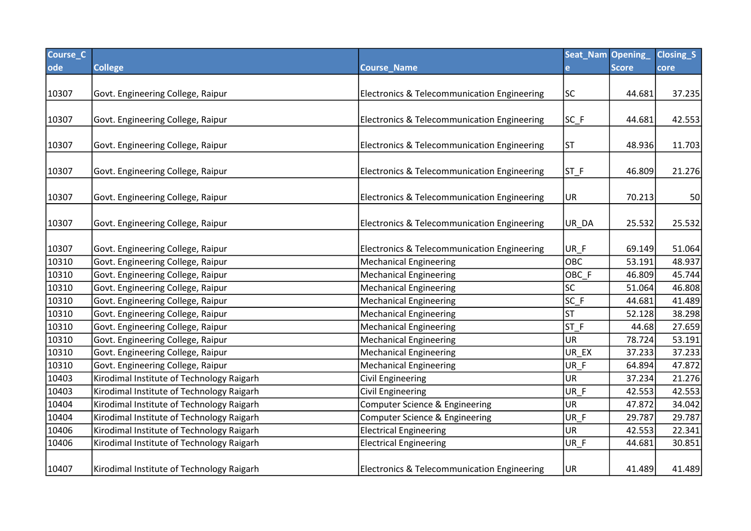| Course_Code | College | Course_Name | Seat_Name | Opening_Score | Closing_Score |
|---|---|---|---|---|---|
| 10307 | Govt. Engineering College, Raipur | Electronics & Telecommunication Engineering | SC | 44.681 | 37.235 |
| 10307 | Govt. Engineering College, Raipur | Electronics & Telecommunication Engineering | SC_F | 44.681 | 42.553 |
| 10307 | Govt. Engineering College, Raipur | Electronics & Telecommunication Engineering | ST | 48.936 | 11.703 |
| 10307 | Govt. Engineering College, Raipur | Electronics & Telecommunication Engineering | ST_F | 46.809 | 21.276 |
| 10307 | Govt. Engineering College, Raipur | Electronics & Telecommunication Engineering | UR | 70.213 | 50 |
| 10307 | Govt. Engineering College, Raipur | Electronics & Telecommunication Engineering | UR_DA | 25.532 | 25.532 |
| 10307 | Govt. Engineering College, Raipur | Electronics & Telecommunication Engineering | UR_F | 69.149 | 51.064 |
| 10310 | Govt. Engineering College, Raipur | Mechanical Engineering | OBC | 53.191 | 48.937 |
| 10310 | Govt. Engineering College, Raipur | Mechanical Engineering | OBC_F | 46.809 | 45.744 |
| 10310 | Govt. Engineering College, Raipur | Mechanical Engineering | SC | 51.064 | 46.808 |
| 10310 | Govt. Engineering College, Raipur | Mechanical Engineering | SC_F | 44.681 | 41.489 |
| 10310 | Govt. Engineering College, Raipur | Mechanical Engineering | ST | 52.128 | 38.298 |
| 10310 | Govt. Engineering College, Raipur | Mechanical Engineering | ST_F | 44.68 | 27.659 |
| 10310 | Govt. Engineering College, Raipur | Mechanical Engineering | UR | 78.724 | 53.191 |
| 10310 | Govt. Engineering College, Raipur | Mechanical Engineering | UR_EX | 37.233 | 37.233 |
| 10310 | Govt. Engineering College, Raipur | Mechanical Engineering | UR_F | 64.894 | 47.872 |
| 10403 | Kirodimal Institute of Technology Raigarh | Civil Engineering | UR | 37.234 | 21.276 |
| 10403 | Kirodimal Institute of Technology Raigarh | Civil Engineering | UR_F | 42.553 | 42.553 |
| 10404 | Kirodimal Institute of Technology Raigarh | Computer Science & Engineering | UR | 47.872 | 34.042 |
| 10404 | Kirodimal Institute of Technology Raigarh | Computer Science & Engineering | UR_F | 29.787 | 29.787 |
| 10406 | Kirodimal Institute of Technology Raigarh | Electrical Engineering | UR | 42.553 | 22.341 |
| 10406 | Kirodimal Institute of Technology Raigarh | Electrical Engineering | UR_F | 44.681 | 30.851 |
| 10407 | Kirodimal Institute of Technology Raigarh | Electronics & Telecommunication Engineering | UR | 41.489 | 41.489 |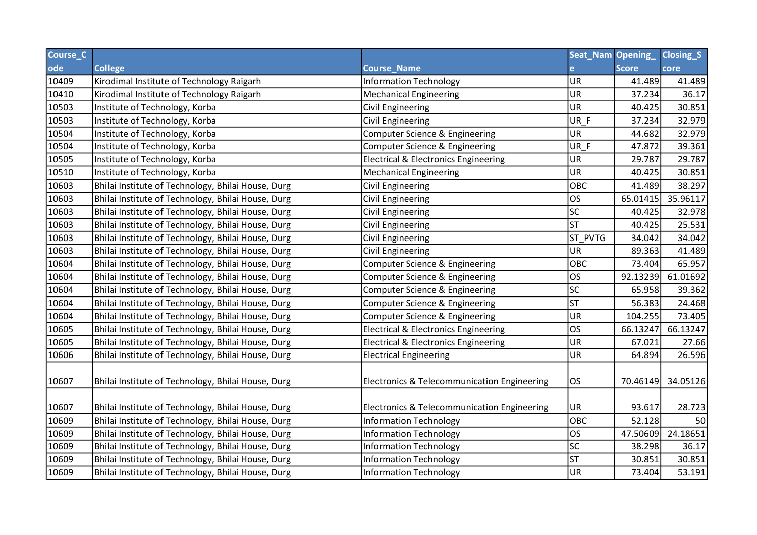| Course_Code | College | Course_Name | Seat_Name | Opening_Score | Closing_Score |
|---|---|---|---|---|---|
| 10409 | Kirodimal Institute of Technology Raigarh | Information Technology | UR | 41.489 | 41.489 |
| 10410 | Kirodimal Institute of Technology Raigarh | Mechanical Engineering | UR | 37.234 | 36.17 |
| 10503 | Institute of Technology, Korba | Civil Engineering | UR | 40.425 | 30.851 |
| 10503 | Institute of Technology, Korba | Civil Engineering | UR_F | 37.234 | 32.979 |
| 10504 | Institute of Technology, Korba | Computer Science & Engineering | UR | 44.682 | 32.979 |
| 10504 | Institute of Technology, Korba | Computer Science & Engineering | UR_F | 47.872 | 39.361 |
| 10505 | Institute of Technology, Korba | Electrical & Electronics Engineering | UR | 29.787 | 29.787 |
| 10510 | Institute of Technology, Korba | Mechanical Engineering | UR | 40.425 | 30.851 |
| 10603 | Bhilai Institute of Technology, Bhilai House, Durg | Civil Engineering | OBC | 41.489 | 38.297 |
| 10603 | Bhilai Institute of Technology, Bhilai House, Durg | Civil Engineering | OS | 65.01415 | 35.96117 |
| 10603 | Bhilai Institute of Technology, Bhilai House, Durg | Civil Engineering | SC | 40.425 | 32.978 |
| 10603 | Bhilai Institute of Technology, Bhilai House, Durg | Civil Engineering | ST | 40.425 | 25.531 |
| 10603 | Bhilai Institute of Technology, Bhilai House, Durg | Civil Engineering | ST_PVTG | 34.042 | 34.042 |
| 10603 | Bhilai Institute of Technology, Bhilai House, Durg | Civil Engineering | UR | 89.363 | 41.489 |
| 10604 | Bhilai Institute of Technology, Bhilai House, Durg | Computer Science & Engineering | OBC | 73.404 | 65.957 |
| 10604 | Bhilai Institute of Technology, Bhilai House, Durg | Computer Science & Engineering | OS | 92.13239 | 61.01692 |
| 10604 | Bhilai Institute of Technology, Bhilai House, Durg | Computer Science & Engineering | SC | 65.958 | 39.362 |
| 10604 | Bhilai Institute of Technology, Bhilai House, Durg | Computer Science & Engineering | ST | 56.383 | 24.468 |
| 10604 | Bhilai Institute of Technology, Bhilai House, Durg | Computer Science & Engineering | UR | 104.255 | 73.405 |
| 10605 | Bhilai Institute of Technology, Bhilai House, Durg | Electrical & Electronics Engineering | OS | 66.13247 | 66.13247 |
| 10605 | Bhilai Institute of Technology, Bhilai House, Durg | Electrical & Electronics Engineering | UR | 67.021 | 27.66 |
| 10606 | Bhilai Institute of Technology, Bhilai House, Durg | Electrical Engineering | UR | 64.894 | 26.596 |
| 10607 | Bhilai Institute of Technology, Bhilai House, Durg | Electronics & Telecommunication Engineering | OS | 70.46149 | 34.05126 |
| 10607 | Bhilai Institute of Technology, Bhilai House, Durg | Electronics & Telecommunication Engineering | UR | 93.617 | 28.723 |
| 10609 | Bhilai Institute of Technology, Bhilai House, Durg | Information Technology | OBC | 52.128 | 50 |
| 10609 | Bhilai Institute of Technology, Bhilai House, Durg | Information Technology | OS | 47.50609 | 24.18651 |
| 10609 | Bhilai Institute of Technology, Bhilai House, Durg | Information Technology | SC | 38.298 | 36.17 |
| 10609 | Bhilai Institute of Technology, Bhilai House, Durg | Information Technology | ST | 30.851 | 30.851 |
| 10609 | Bhilai Institute of Technology, Bhilai House, Durg | Information Technology | UR | 73.404 | 53.191 |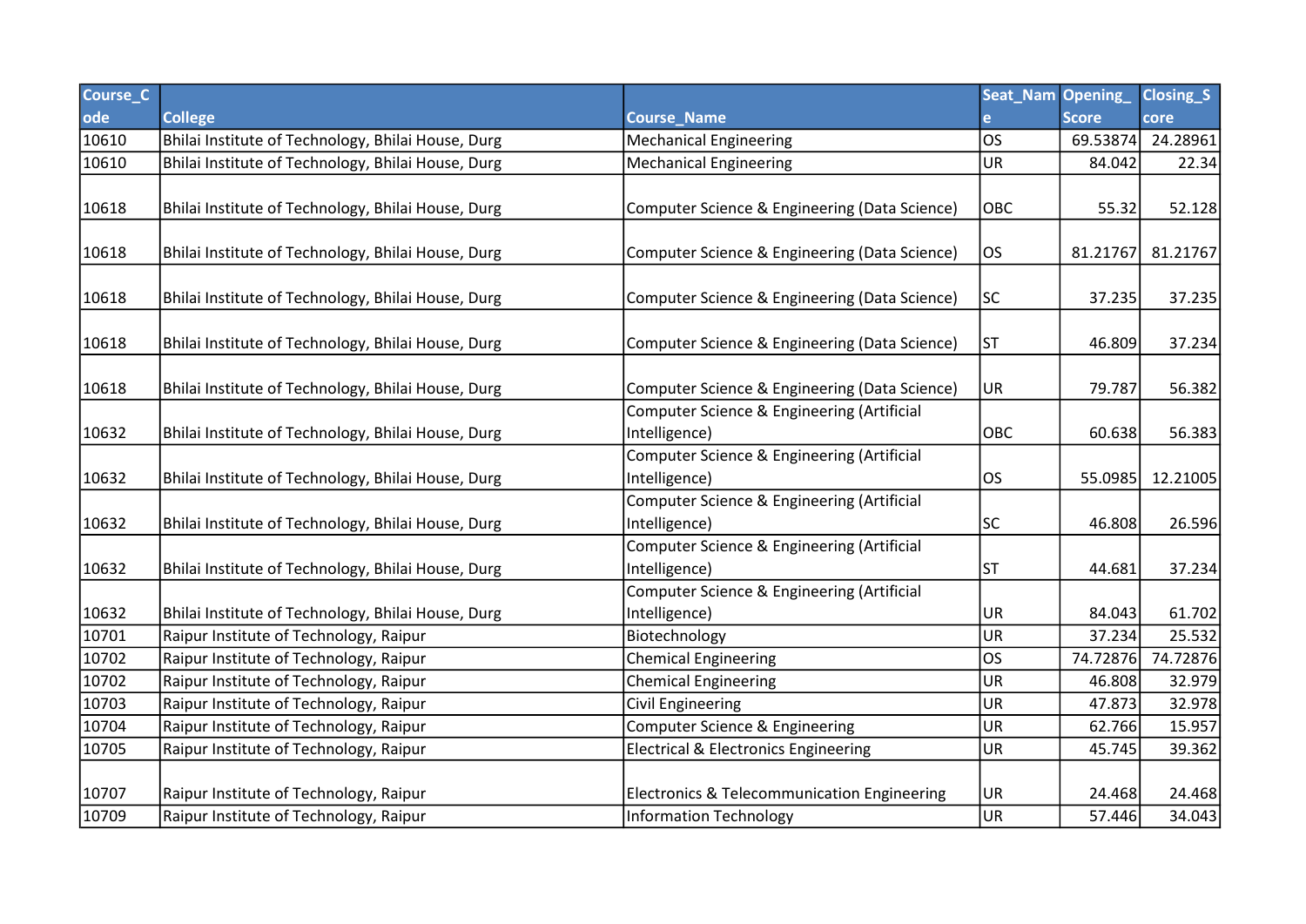| Course_Code | College | Course_Name | Seat_Name | Opening_Score | Closing_Score |
|---|---|---|---|---|---|
| 10610 | Bhilai Institute of Technology, Bhilai House, Durg | Mechanical Engineering | OS | 69.53874 | 24.28961 |
| 10610 | Bhilai Institute of Technology, Bhilai House, Durg | Mechanical Engineering | UR | 84.042 | 22.34 |
| 10618 | Bhilai Institute of Technology, Bhilai House, Durg | Computer Science & Engineering (Data Science) | OBC | 55.32 | 52.128 |
| 10618 | Bhilai Institute of Technology, Bhilai House, Durg | Computer Science & Engineering (Data Science) | OS | 81.21767 | 81.21767 |
| 10618 | Bhilai Institute of Technology, Bhilai House, Durg | Computer Science & Engineering (Data Science) | SC | 37.235 | 37.235 |
| 10618 | Bhilai Institute of Technology, Bhilai House, Durg | Computer Science & Engineering (Data Science) | ST | 46.809 | 37.234 |
| 10618 | Bhilai Institute of Technology, Bhilai House, Durg | Computer Science & Engineering (Data Science) | UR | 79.787 | 56.382 |
| 10632 | Bhilai Institute of Technology, Bhilai House, Durg | Computer Science & Engineering (Artificial Intelligence) | OBC | 60.638 | 56.383 |
| 10632 | Bhilai Institute of Technology, Bhilai House, Durg | Computer Science & Engineering (Artificial Intelligence) | OS | 55.0985 | 12.21005 |
| 10632 | Bhilai Institute of Technology, Bhilai House, Durg | Computer Science & Engineering (Artificial Intelligence) | SC | 46.808 | 26.596 |
| 10632 | Bhilai Institute of Technology, Bhilai House, Durg | Computer Science & Engineering (Artificial Intelligence) | ST | 44.681 | 37.234 |
| 10632 | Bhilai Institute of Technology, Bhilai House, Durg | Computer Science & Engineering (Artificial Intelligence) | UR | 84.043 | 61.702 |
| 10701 | Raipur Institute of Technology, Raipur | Biotechnology | UR | 37.234 | 25.532 |
| 10702 | Raipur Institute of Technology, Raipur | Chemical Engineering | OS | 74.72876 | 74.72876 |
| 10702 | Raipur Institute of Technology, Raipur | Chemical Engineering | UR | 46.808 | 32.979 |
| 10703 | Raipur Institute of Technology, Raipur | Civil Engineering | UR | 47.873 | 32.978 |
| 10704 | Raipur Institute of Technology, Raipur | Computer Science & Engineering | UR | 62.766 | 15.957 |
| 10705 | Raipur Institute of Technology, Raipur | Electrical & Electronics Engineering | UR | 45.745 | 39.362 |
| 10707 | Raipur Institute of Technology, Raipur | Electronics & Telecommunication Engineering | UR | 24.468 | 24.468 |
| 10709 | Raipur Institute of Technology, Raipur | Information Technology | UR | 57.446 | 34.043 |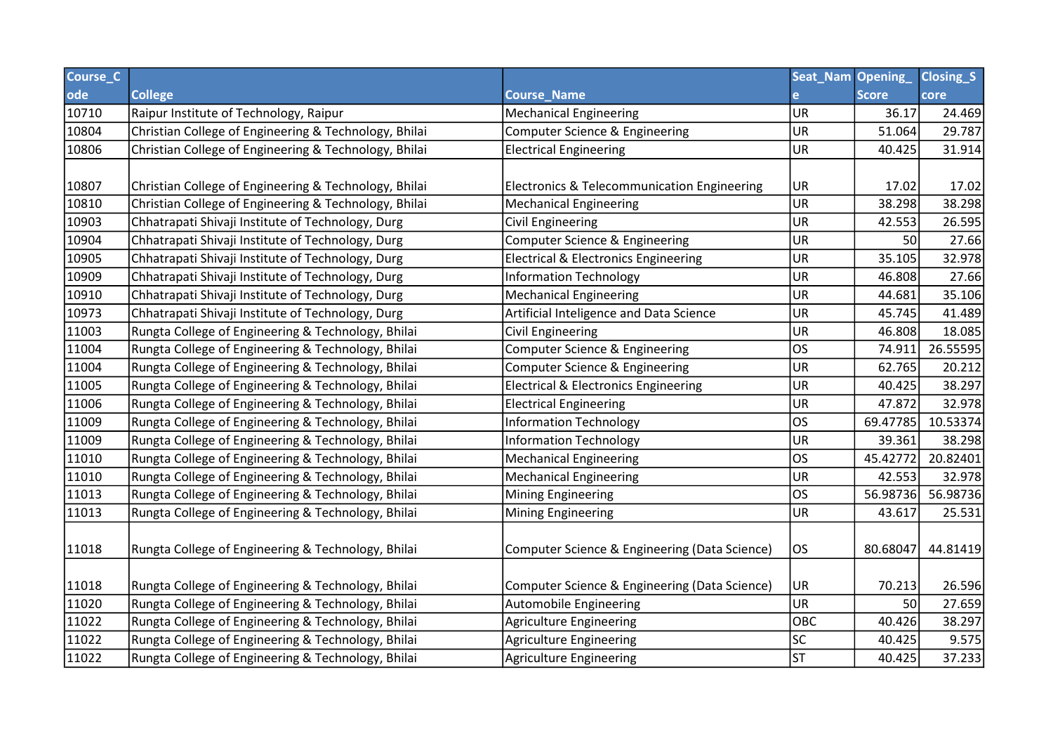| Course_Code | College | Course_Name | Seat_Name | Opening_Score | Closing_Score |
|---|---|---|---|---|---|
| 10710 | Raipur Institute of Technology, Raipur | Mechanical Engineering | UR | 36.17 | 24.469 |
| 10804 | Christian College of Engineering & Technology, Bhilai | Computer Science & Engineering | UR | 51.064 | 29.787 |
| 10806 | Christian College of Engineering & Technology, Bhilai | Electrical Engineering | UR | 40.425 | 31.914 |
| 10807 | Christian College of Engineering & Technology, Bhilai | Electronics & Telecommunication Engineering | UR | 17.02 | 17.02 |
| 10810 | Christian College of Engineering & Technology, Bhilai | Mechanical Engineering | UR | 38.298 | 38.298 |
| 10903 | Chhatrapati Shivaji Institute of Technology, Durg | Civil Engineering | UR | 42.553 | 26.595 |
| 10904 | Chhatrapati Shivaji Institute of Technology, Durg | Computer Science & Engineering | UR | 50 | 27.66 |
| 10905 | Chhatrapati Shivaji Institute of Technology, Durg | Electrical & Electronics Engineering | UR | 35.105 | 32.978 |
| 10909 | Chhatrapati Shivaji Institute of Technology, Durg | Information Technology | UR | 46.808 | 27.66 |
| 10910 | Chhatrapati Shivaji Institute of Technology, Durg | Mechanical Engineering | UR | 44.681 | 35.106 |
| 10973 | Chhatrapati Shivaji Institute of Technology, Durg | Artificial Inteligence and Data Science | UR | 45.745 | 41.489 |
| 11003 | Rungta College of Engineering & Technology, Bhilai | Civil Engineering | UR | 46.808 | 18.085 |
| 11004 | Rungta College of Engineering & Technology, Bhilai | Computer Science & Engineering | OS | 74.911 | 26.55595 |
| 11004 | Rungta College of Engineering & Technology, Bhilai | Computer Science & Engineering | UR | 62.765 | 20.212 |
| 11005 | Rungta College of Engineering & Technology, Bhilai | Electrical & Electronics Engineering | UR | 40.425 | 38.297 |
| 11006 | Rungta College of Engineering & Technology, Bhilai | Electrical Engineering | UR | 47.872 | 32.978 |
| 11009 | Rungta College of Engineering & Technology, Bhilai | Information Technology | OS | 69.47785 | 10.53374 |
| 11009 | Rungta College of Engineering & Technology, Bhilai | Information Technology | UR | 39.361 | 38.298 |
| 11010 | Rungta College of Engineering & Technology, Bhilai | Mechanical Engineering | OS | 45.42772 | 20.82401 |
| 11010 | Rungta College of Engineering & Technology, Bhilai | Mechanical Engineering | UR | 42.553 | 32.978 |
| 11013 | Rungta College of Engineering & Technology, Bhilai | Mining Engineering | OS | 56.98736 | 56.98736 |
| 11013 | Rungta College of Engineering & Technology, Bhilai | Mining Engineering | UR | 43.617 | 25.531 |
| 11018 | Rungta College of Engineering & Technology, Bhilai | Computer Science & Engineering (Data Science) | OS | 80.68047 | 44.81419 |
| 11018 | Rungta College of Engineering & Technology, Bhilai | Computer Science & Engineering (Data Science) | UR | 70.213 | 26.596 |
| 11020 | Rungta College of Engineering & Technology, Bhilai | Automobile Engineering | UR | 50 | 27.659 |
| 11022 | Rungta College of Engineering & Technology, Bhilai | Agriculture Engineering | OBC | 40.426 | 38.297 |
| 11022 | Rungta College of Engineering & Technology, Bhilai | Agriculture Engineering | SC | 40.425 | 9.575 |
| 11022 | Rungta College of Engineering & Technology, Bhilai | Agriculture Engineering | ST | 40.425 | 37.233 |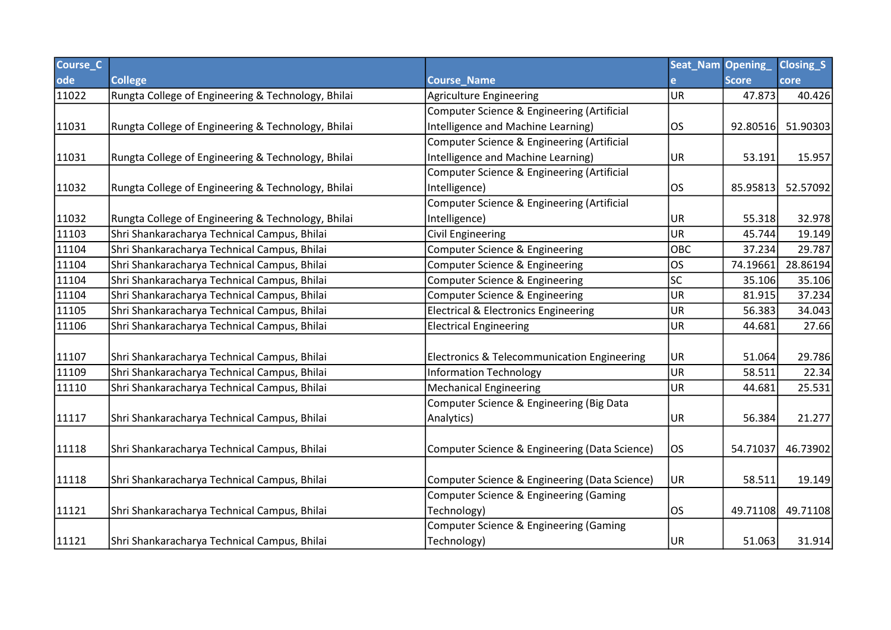| Course_Code | College | Course_Name | Seat_Name | Opening_Score | Closing_Score |
|---|---|---|---|---|---|
| 11022 | Rungta College of Engineering & Technology, Bhilai | Agriculture Engineering | UR | 47.873 | 40.426 |
| 11031 | Rungta College of Engineering & Technology, Bhilai | Computer Science & Engineering (Artificial Intelligence and Machine Learning) | OS | 92.80516 | 51.90303 |
| 11031 | Rungta College of Engineering & Technology, Bhilai | Computer Science & Engineering (Artificial Intelligence and Machine Learning) | UR | 53.191 | 15.957 |
| 11032 | Rungta College of Engineering & Technology, Bhilai | Computer Science & Engineering (Artificial Intelligence) | OS | 85.95813 | 52.57092 |
| 11032 | Rungta College of Engineering & Technology, Bhilai | Computer Science & Engineering (Artificial Intelligence) | UR | 55.318 | 32.978 |
| 11103 | Shri Shankaracharya Technical Campus, Bhilai | Civil Engineering | UR | 45.744 | 19.149 |
| 11104 | Shri Shankaracharya Technical Campus, Bhilai | Computer Science & Engineering | OBC | 37.234 | 29.787 |
| 11104 | Shri Shankaracharya Technical Campus, Bhilai | Computer Science & Engineering | OS | 74.19661 | 28.86194 |
| 11104 | Shri Shankaracharya Technical Campus, Bhilai | Computer Science & Engineering | SC | 35.106 | 35.106 |
| 11104 | Shri Shankaracharya Technical Campus, Bhilai | Computer Science & Engineering | UR | 81.915 | 37.234 |
| 11105 | Shri Shankaracharya Technical Campus, Bhilai | Electrical & Electronics Engineering | UR | 56.383 | 34.043 |
| 11106 | Shri Shankaracharya Technical Campus, Bhilai | Electrical Engineering | UR | 44.681 | 27.66 |
| 11107 | Shri Shankaracharya Technical Campus, Bhilai | Electronics & Telecommunication Engineering | UR | 51.064 | 29.786 |
| 11109 | Shri Shankaracharya Technical Campus, Bhilai | Information Technology | UR | 58.511 | 22.34 |
| 11110 | Shri Shankaracharya Technical Campus, Bhilai | Mechanical Engineering | UR | 44.681 | 25.531 |
| 11117 | Shri Shankaracharya Technical Campus, Bhilai | Computer Science & Engineering (Big Data Analytics) | UR | 56.384 | 21.277 |
| 11118 | Shri Shankaracharya Technical Campus, Bhilai | Computer Science & Engineering (Data Science) | OS | 54.71037 | 46.73902 |
| 11118 | Shri Shankaracharya Technical Campus, Bhilai | Computer Science & Engineering (Data Science) | UR | 58.511 | 19.149 |
| 11121 | Shri Shankaracharya Technical Campus, Bhilai | Computer Science & Engineering (Gaming Technology) | OS | 49.71108 | 49.71108 |
| 11121 | Shri Shankaracharya Technical Campus, Bhilai | Computer Science & Engineering (Gaming Technology) | UR | 51.063 | 31.914 |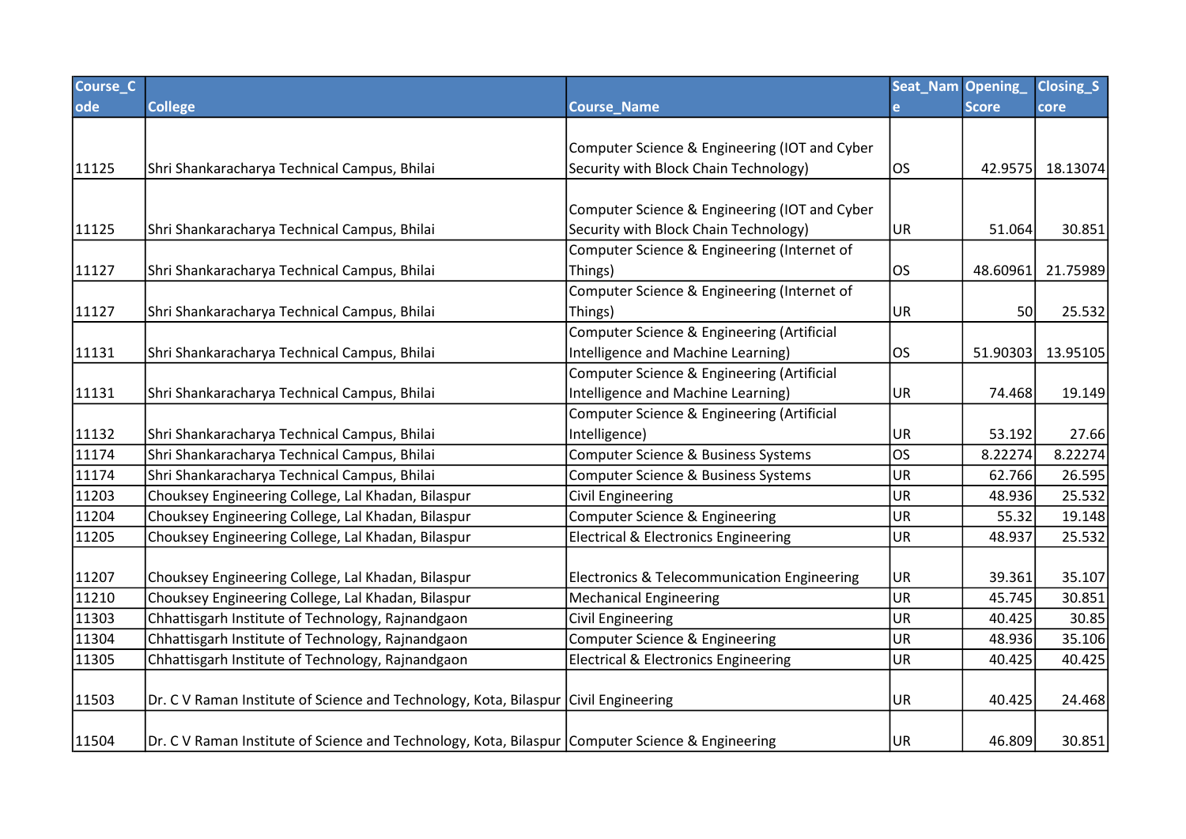| Course_Code | College | Course_Name | Seat_Name | Opening_Score | Closing_Score |
|---|---|---|---|---|---|
| 11125 | Shri Shankaracharya Technical Campus, Bhilai | Computer Science & Engineering (IOT and Cyber Security with Block Chain Technology) | OS | 42.9575 | 18.13074 |
| 11125 | Shri Shankaracharya Technical Campus, Bhilai | Computer Science & Engineering (IOT and Cyber Security with Block Chain Technology) | UR | 51.064 | 30.851 |
| 11127 | Shri Shankaracharya Technical Campus, Bhilai | Computer Science & Engineering (Internet of Things) | OS | 48.60961 | 21.75989 |
| 11127 | Shri Shankaracharya Technical Campus, Bhilai | Computer Science & Engineering (Internet of Things) | UR | 50 | 25.532 |
| 11131 | Shri Shankaracharya Technical Campus, Bhilai | Computer Science & Engineering (Artificial Intelligence and Machine Learning) | OS | 51.90303 | 13.95105 |
| 11131 | Shri Shankaracharya Technical Campus, Bhilai | Computer Science & Engineering (Artificial Intelligence and Machine Learning) | UR | 74.468 | 19.149 |
| 11132 | Shri Shankaracharya Technical Campus, Bhilai | Computer Science & Engineering (Artificial Intelligence) | UR | 53.192 | 27.66 |
| 11174 | Shri Shankaracharya Technical Campus, Bhilai | Computer Science & Business Systems | OS | 8.22274 | 8.22274 |
| 11174 | Shri Shankaracharya Technical Campus, Bhilai | Computer Science & Business Systems | UR | 62.766 | 26.595 |
| 11203 | Chouksey Engineering College, Lal Khadan, Bilaspur | Civil Engineering | UR | 48.936 | 25.532 |
| 11204 | Chouksey Engineering College, Lal Khadan, Bilaspur | Computer Science & Engineering | UR | 55.32 | 19.148 |
| 11205 | Chouksey Engineering College, Lal Khadan, Bilaspur | Electrical & Electronics Engineering | UR | 48.937 | 25.532 |
| 11207 | Chouksey Engineering College, Lal Khadan, Bilaspur | Electronics & Telecommunication Engineering | UR | 39.361 | 35.107 |
| 11210 | Chouksey Engineering College, Lal Khadan, Bilaspur | Mechanical Engineering | UR | 45.745 | 30.851 |
| 11303 | Chhattisgarh Institute of Technology, Rajnandgaon | Civil Engineering | UR | 40.425 | 30.85 |
| 11304 | Chhattisgarh Institute of Technology, Rajnandgaon | Computer Science & Engineering | UR | 48.936 | 35.106 |
| 11305 | Chhattisgarh Institute of Technology, Rajnandgaon | Electrical & Electronics Engineering | UR | 40.425 | 40.425 |
| 11503 | Dr. C V Raman Institute of Science and Technology, Kota, Bilaspur | Civil Engineering | UR | 40.425 | 24.468 |
| 11504 | Dr. C V Raman Institute of Science and Technology, Kota, Bilaspur | Computer Science & Engineering | UR | 46.809 | 30.851 |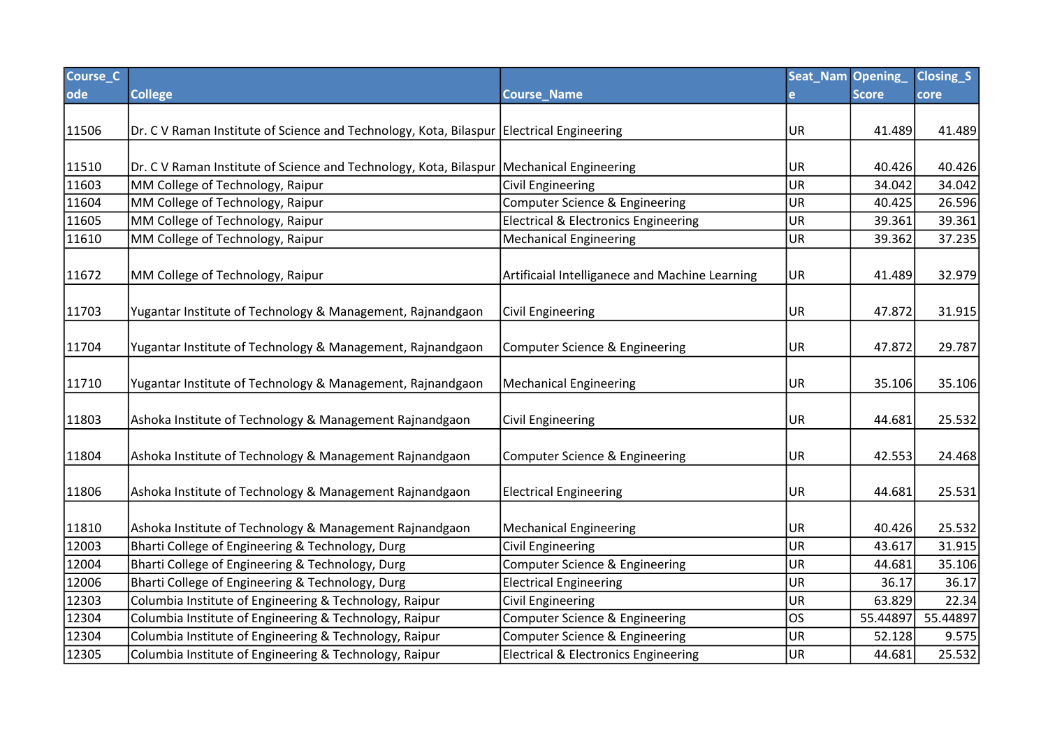| Course_Code | College | Course_Name | Seat_Name | Opening_Score | Closing_Score |
|---|---|---|---|---|---|
| 11506 | Dr. C V Raman Institute of Science and Technology, Kota, Bilaspur | Electrical Engineering | UR | 41.489 | 41.489 |
| 11510 | Dr. C V Raman Institute of Science and Technology, Kota, Bilaspur | Mechanical Engineering | UR | 40.426 | 40.426 |
| 11603 | MM College of Technology, Raipur | Civil Engineering | UR | 34.042 | 34.042 |
| 11604 | MM College of Technology, Raipur | Computer Science & Engineering | UR | 40.425 | 26.596 |
| 11605 | MM College of Technology, Raipur | Electrical & Electronics Engineering | UR | 39.361 | 39.361 |
| 11610 | MM College of Technology, Raipur | Mechanical Engineering | UR | 39.362 | 37.235 |
| 11672 | MM College of Technology, Raipur | Artificaial Intelliganece and Machine Learning | UR | 41.489 | 32.979 |
| 11703 | Yugantar Institute of Technology & Management, Rajnandgaon | Civil Engineering | UR | 47.872 | 31.915 |
| 11704 | Yugantar Institute of Technology & Management, Rajnandgaon | Computer Science & Engineering | UR | 47.872 | 29.787 |
| 11710 | Yugantar Institute of Technology & Management, Rajnandgaon | Mechanical Engineering | UR | 35.106 | 35.106 |
| 11803 | Ashoka Institute of Technology & Management Rajnandgaon | Civil Engineering | UR | 44.681 | 25.532 |
| 11804 | Ashoka Institute of Technology & Management Rajnandgaon | Computer Science & Engineering | UR | 42.553 | 24.468 |
| 11806 | Ashoka Institute of Technology & Management Rajnandgaon | Electrical Engineering | UR | 44.681 | 25.531 |
| 11810 | Ashoka Institute of Technology & Management Rajnandgaon | Mechanical Engineering | UR | 40.426 | 25.532 |
| 12003 | Bharti College of Engineering & Technology, Durg | Civil Engineering | UR | 43.617 | 31.915 |
| 12004 | Bharti College of Engineering & Technology, Durg | Computer Science & Engineering | UR | 44.681 | 35.106 |
| 12006 | Bharti College of Engineering & Technology, Durg | Electrical Engineering | UR | 36.17 | 36.17 |
| 12303 | Columbia Institute of Engineering & Technology, Raipur | Civil Engineering | UR | 63.829 | 22.34 |
| 12304 | Columbia Institute of Engineering & Technology, Raipur | Computer Science & Engineering | OS | 55.44897 | 55.44897 |
| 12304 | Columbia Institute of Engineering & Technology, Raipur | Computer Science & Engineering | UR | 52.128 | 9.575 |
| 12305 | Columbia Institute of Engineering & Technology, Raipur | Electrical & Electronics Engineering | UR | 44.681 | 25.532 |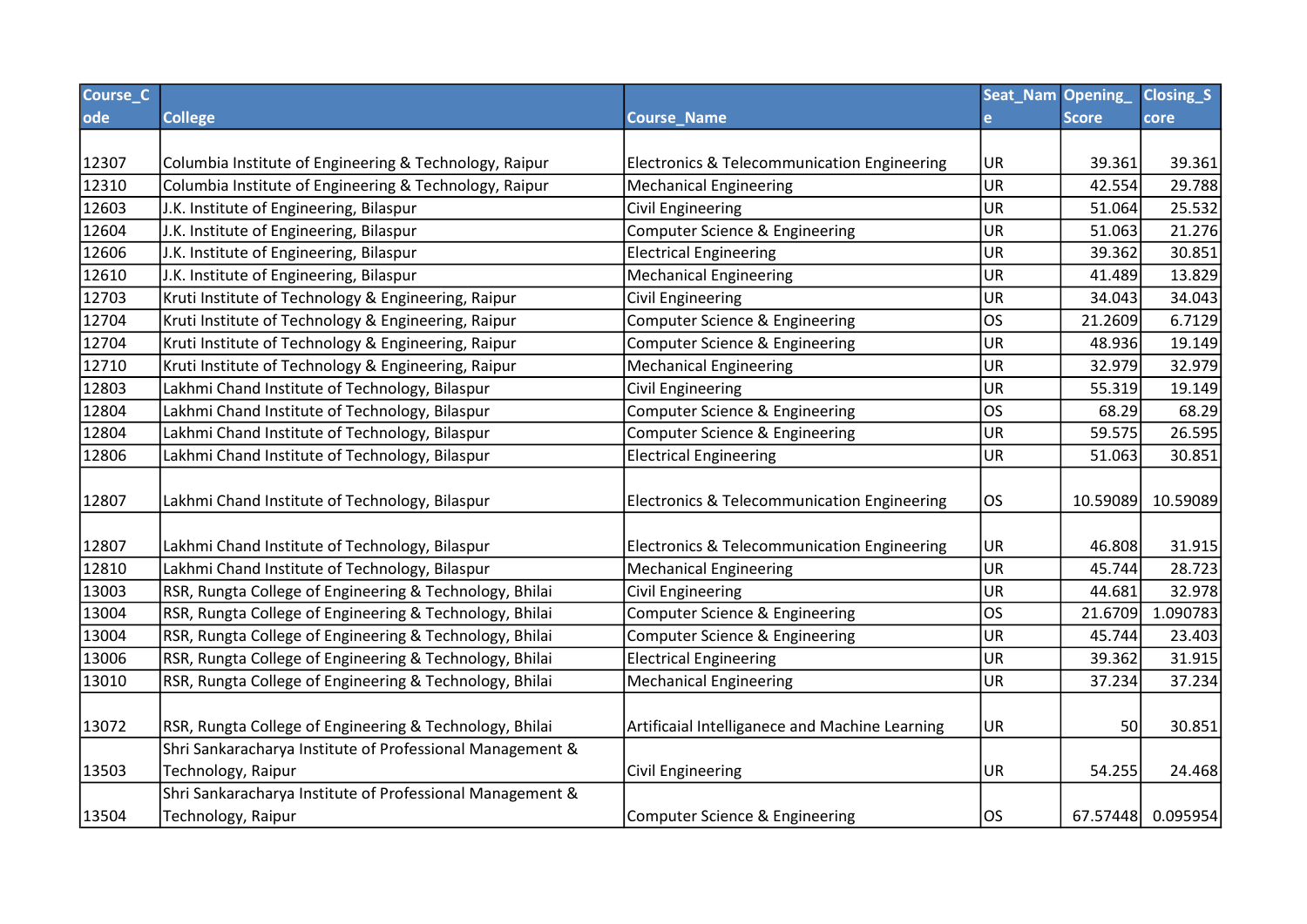| Course_Code | College | Course_Name | Seat_Name | Opening_Score | Closing_Score |
|---|---|---|---|---|---|
| 12307 | Columbia Institute of Engineering & Technology, Raipur | Electronics & Telecommunication Engineering | UR | 39.361 | 39.361 |
| 12310 | Columbia Institute of Engineering & Technology, Raipur | Mechanical Engineering | UR | 42.554 | 29.788 |
| 12603 | J.K. Institute of Engineering, Bilaspur | Civil Engineering | UR | 51.064 | 25.532 |
| 12604 | J.K. Institute of Engineering, Bilaspur | Computer Science & Engineering | UR | 51.063 | 21.276 |
| 12606 | J.K. Institute of Engineering, Bilaspur | Electrical Engineering | UR | 39.362 | 30.851 |
| 12610 | J.K. Institute of Engineering, Bilaspur | Mechanical Engineering | UR | 41.489 | 13.829 |
| 12703 | Kruti Institute of Technology & Engineering, Raipur | Civil Engineering | UR | 34.043 | 34.043 |
| 12704 | Kruti Institute of Technology & Engineering, Raipur | Computer Science & Engineering | OS | 21.2609 | 6.7129 |
| 12704 | Kruti Institute of Technology & Engineering, Raipur | Computer Science & Engineering | UR | 48.936 | 19.149 |
| 12710 | Kruti Institute of Technology & Engineering, Raipur | Mechanical Engineering | UR | 32.979 | 32.979 |
| 12803 | Lakhmi Chand Institute of Technology, Bilaspur | Civil Engineering | UR | 55.319 | 19.149 |
| 12804 | Lakhmi Chand Institute of Technology, Bilaspur | Computer Science & Engineering | OS | 68.29 | 68.29 |
| 12804 | Lakhmi Chand Institute of Technology, Bilaspur | Computer Science & Engineering | UR | 59.575 | 26.595 |
| 12806 | Lakhmi Chand Institute of Technology, Bilaspur | Electrical Engineering | UR | 51.063 | 30.851 |
| 12807 | Lakhmi Chand Institute of Technology, Bilaspur | Electronics & Telecommunication Engineering | OS | 10.59089 | 10.59089 |
| 12807 | Lakhmi Chand Institute of Technology, Bilaspur | Electronics & Telecommunication Engineering | UR | 46.808 | 31.915 |
| 12810 | Lakhmi Chand Institute of Technology, Bilaspur | Mechanical Engineering | UR | 45.744 | 28.723 |
| 13003 | RSR, Rungta College of Engineering & Technology, Bhilai | Civil Engineering | UR | 44.681 | 32.978 |
| 13004 | RSR, Rungta College of Engineering & Technology, Bhilai | Computer Science & Engineering | OS | 21.6709 | 1.090783 |
| 13004 | RSR, Rungta College of Engineering & Technology, Bhilai | Computer Science & Engineering | UR | 45.744 | 23.403 |
| 13006 | RSR, Rungta College of Engineering & Technology, Bhilai | Electrical Engineering | UR | 39.362 | 31.915 |
| 13010 | RSR, Rungta College of Engineering & Technology, Bhilai | Mechanical Engineering | UR | 37.234 | 37.234 |
| 13072 | RSR, Rungta College of Engineering & Technology, Bhilai | Artificaial Intelliganece and Machine Learning | UR | 50 | 30.851 |
| 13503 | Shri Sankaracharya Institute of Professional Management & Technology, Raipur | Civil Engineering | UR | 54.255 | 24.468 |
| 13504 | Shri Sankaracharya Institute of Professional Management & Technology, Raipur | Computer Science & Engineering | OS | 67.57448 | 0.095954 |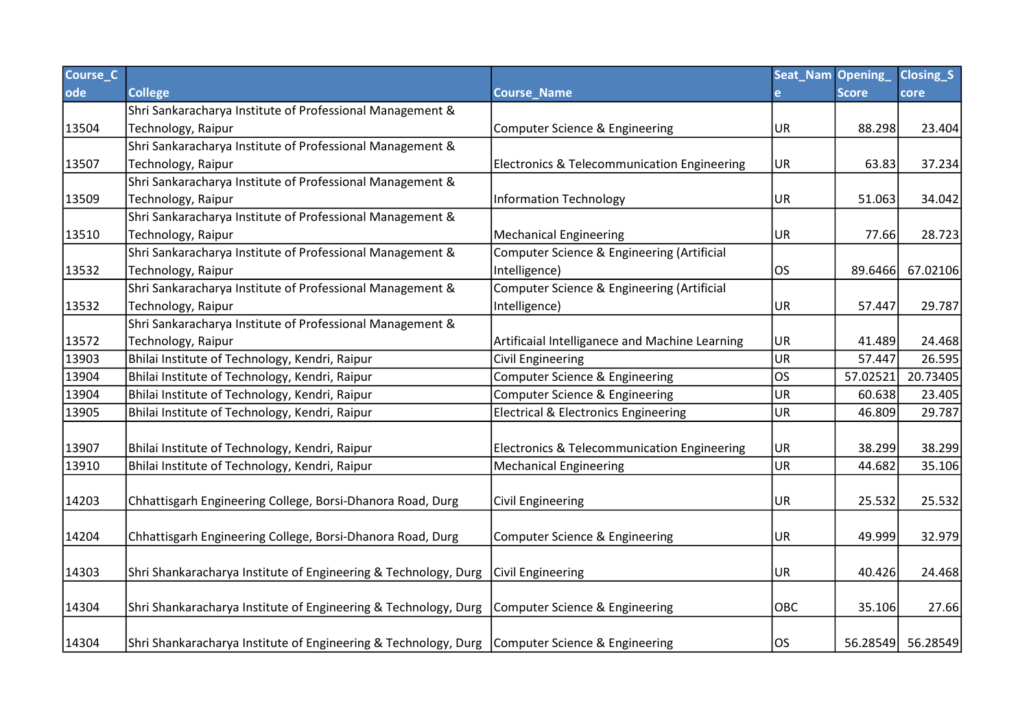| Course_Code | College | Course_Name | Seat_Name | Opening_Score | Closing_Score |
|---|---|---|---|---|---|
| 13504 | Shri Sankaracharya Institute of Professional Management & Technology, Raipur | Computer Science & Engineering | UR | 88.298 | 23.404 |
| 13507 | Shri Sankaracharya Institute of Professional Management & Technology, Raipur | Electronics & Telecommunication Engineering | UR | 63.83 | 37.234 |
| 13509 | Shri Sankaracharya Institute of Professional Management & Technology, Raipur | Information Technology | UR | 51.063 | 34.042 |
| 13510 | Shri Sankaracharya Institute of Professional Management & Technology, Raipur | Mechanical Engineering | UR | 77.66 | 28.723 |
| 13532 | Shri Sankaracharya Institute of Professional Management & Technology, Raipur | Computer Science & Engineering (Artificial Intelligence) | OS | 89.6466 | 67.02106 |
| 13532 | Shri Sankaracharya Institute of Professional Management & Technology, Raipur | Computer Science & Engineering (Artificial Intelligence) | UR | 57.447 | 29.787 |
| 13572 | Shri Sankaracharya Institute of Professional Management & Technology, Raipur | Artificaial Intelliganece and Machine Learning | UR | 41.489 | 24.468 |
| 13903 | Bhilai Institute of Technology, Kendri, Raipur | Civil Engineering | UR | 57.447 | 26.595 |
| 13904 | Bhilai Institute of Technology, Kendri, Raipur | Computer Science & Engineering | OS | 57.02521 | 20.73405 |
| 13904 | Bhilai Institute of Technology, Kendri, Raipur | Computer Science & Engineering | UR | 60.638 | 23.405 |
| 13905 | Bhilai Institute of Technology, Kendri, Raipur | Electrical & Electronics Engineering | UR | 46.809 | 29.787 |
| 13907 | Bhilai Institute of Technology, Kendri, Raipur | Electronics & Telecommunication Engineering | UR | 38.299 | 38.299 |
| 13910 | Bhilai Institute of Technology, Kendri, Raipur | Mechanical Engineering | UR | 44.682 | 35.106 |
| 14203 | Chhattisgarh Engineering College, Borsi-Dhanora Road, Durg | Civil Engineering | UR | 25.532 | 25.532 |
| 14204 | Chhattisgarh Engineering College, Borsi-Dhanora Road, Durg | Computer Science & Engineering | UR | 49.999 | 32.979 |
| 14303 | Shri Shankaracharya Institute of Engineering & Technology, Durg | Civil Engineering | UR | 40.426 | 24.468 |
| 14304 | Shri Shankaracharya Institute of Engineering & Technology, Durg | Computer Science & Engineering | OBC | 35.106 | 27.66 |
| 14304 | Shri Shankaracharya Institute of Engineering & Technology, Durg | Computer Science & Engineering | OS | 56.28549 | 56.28549 |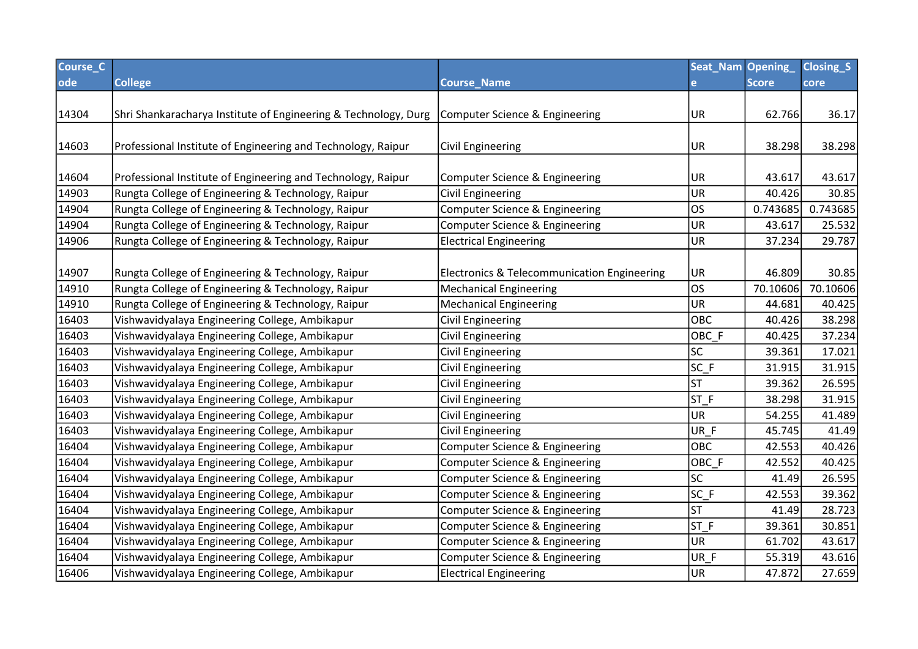| Course_Code | College | Course_Name | Seat_Name | Opening_Score | Closing_Score |
|---|---|---|---|---|---|
| 14304 | Shri Shankaracharya Institute of Engineering & Technology, Durg | Computer Science & Engineering | UR | 62.766 | 36.17 |
| 14603 | Professional Institute of Engineering and Technology, Raipur | Civil Engineering | UR | 38.298 | 38.298 |
| 14604 | Professional Institute of Engineering and Technology, Raipur | Computer Science & Engineering | UR | 43.617 | 43.617 |
| 14903 | Rungta College of Engineering & Technology, Raipur | Civil Engineering | UR | 40.426 | 30.85 |
| 14904 | Rungta College of Engineering & Technology, Raipur | Computer Science & Engineering | OS | 0.743685 | 0.743685 |
| 14904 | Rungta College of Engineering & Technology, Raipur | Computer Science & Engineering | UR | 43.617 | 25.532 |
| 14906 | Rungta College of Engineering & Technology, Raipur | Electrical Engineering | UR | 37.234 | 29.787 |
| 14907 | Rungta College of Engineering & Technology, Raipur | Electronics & Telecommunication Engineering | UR | 46.809 | 30.85 |
| 14910 | Rungta College of Engineering & Technology, Raipur | Mechanical Engineering | OS | 70.10606 | 70.10606 |
| 14910 | Rungta College of Engineering & Technology, Raipur | Mechanical Engineering | UR | 44.681 | 40.425 |
| 16403 | Vishwavidyalaya Engineering College, Ambikapur | Civil Engineering | OBC | 40.426 | 38.298 |
| 16403 | Vishwavidyalaya Engineering College, Ambikapur | Civil Engineering | OBC_F | 40.425 | 37.234 |
| 16403 | Vishwavidyalaya Engineering College, Ambikapur | Civil Engineering | SC | 39.361 | 17.021 |
| 16403 | Vishwavidyalaya Engineering College, Ambikapur | Civil Engineering | SC_F | 31.915 | 31.915 |
| 16403 | Vishwavidyalaya Engineering College, Ambikapur | Civil Engineering | ST | 39.362 | 26.595 |
| 16403 | Vishwavidyalaya Engineering College, Ambikapur | Civil Engineering | ST_F | 38.298 | 31.915 |
| 16403 | Vishwavidyalaya Engineering College, Ambikapur | Civil Engineering | UR | 54.255 | 41.489 |
| 16403 | Vishwavidyalaya Engineering College, Ambikapur | Civil Engineering | UR_F | 45.745 | 41.49 |
| 16404 | Vishwavidyalaya Engineering College, Ambikapur | Computer Science & Engineering | OBC | 42.553 | 40.426 |
| 16404 | Vishwavidyalaya Engineering College, Ambikapur | Computer Science & Engineering | OBC_F | 42.552 | 40.425 |
| 16404 | Vishwavidyalaya Engineering College, Ambikapur | Computer Science & Engineering | SC | 41.49 | 26.595 |
| 16404 | Vishwavidyalaya Engineering College, Ambikapur | Computer Science & Engineering | SC_F | 42.553 | 39.362 |
| 16404 | Vishwavidyalaya Engineering College, Ambikapur | Computer Science & Engineering | ST | 41.49 | 28.723 |
| 16404 | Vishwavidyalaya Engineering College, Ambikapur | Computer Science & Engineering | ST_F | 39.361 | 30.851 |
| 16404 | Vishwavidyalaya Engineering College, Ambikapur | Computer Science & Engineering | UR | 61.702 | 43.617 |
| 16404 | Vishwavidyalaya Engineering College, Ambikapur | Computer Science & Engineering | UR_F | 55.319 | 43.616 |
| 16406 | Vishwavidyalaya Engineering College, Ambikapur | Electrical Engineering | UR | 47.872 | 27.659 |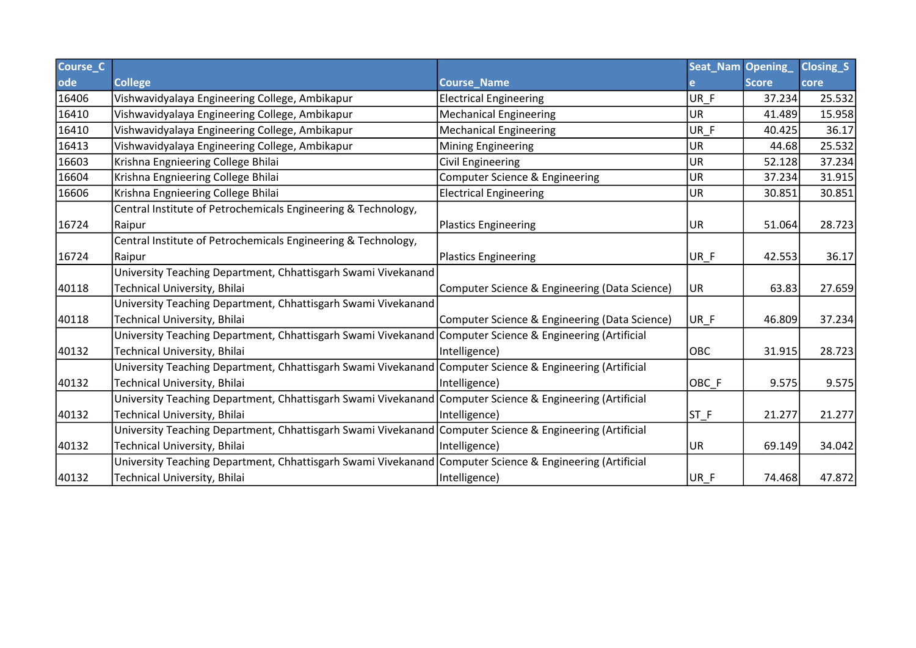| Course_Code | College | Course_Name | Seat_Name | Opening_Score | Closing_Score |
|---|---|---|---|---|---|
| 16406 | Vishwavidyalaya Engineering College, Ambikapur | Electrical Engineering | UR_F | 37.234 | 25.532 |
| 16410 | Vishwavidyalaya Engineering College, Ambikapur | Mechanical Engineering | UR | 41.489 | 15.958 |
| 16410 | Vishwavidyalaya Engineering College, Ambikapur | Mechanical Engineering | UR_F | 40.425 | 36.17 |
| 16413 | Vishwavidyalaya Engineering College, Ambikapur | Mining Engineering | UR | 44.68 | 25.532 |
| 16603 | Krishna Engnieering College Bhilai | Civil Engineering | UR | 52.128 | 37.234 |
| 16604 | Krishna Engnieering College Bhilai | Computer Science & Engineering | UR | 37.234 | 31.915 |
| 16606 | Krishna Engnieering College Bhilai | Electrical Engineering | UR | 30.851 | 30.851 |
| 16724 | Central Institute of Petrochemicals Engineering & Technology, Raipur | Plastics Engineering | UR | 51.064 | 28.723 |
| 16724 | Central Institute of Petrochemicals Engineering & Technology, Raipur | Plastics Engineering | UR_F | 42.553 | 36.17 |
| 40118 | University Teaching Department, Chhattisgarh Swami Vivekanand Technical University, Bhilai | Computer Science & Engineering (Data Science) | UR | 63.83 | 27.659 |
| 40118 | University Teaching Department, Chhattisgarh Swami Vivekanand Technical University, Bhilai | Computer Science & Engineering (Data Science) | UR_F | 46.809 | 37.234 |
| 40132 | University Teaching Department, Chhattisgarh Swami Vivekanand Technical University, Bhilai | Computer Science & Engineering (Artificial Intelligence) | OBC | 31.915 | 28.723 |
| 40132 | University Teaching Department, Chhattisgarh Swami Vivekanand Technical University, Bhilai | Computer Science & Engineering (Artificial Intelligence) | OBC_F | 9.575 | 9.575 |
| 40132 | University Teaching Department, Chhattisgarh Swami Vivekanand Technical University, Bhilai | Computer Science & Engineering (Artificial Intelligence) | ST_F | 21.277 | 21.277 |
| 40132 | University Teaching Department, Chhattisgarh Swami Vivekanand Technical University, Bhilai | Computer Science & Engineering (Artificial Intelligence) | UR | 69.149 | 34.042 |
| 40132 | University Teaching Department, Chhattisgarh Swami Vivekanand Technical University, Bhilai | Computer Science & Engineering (Artificial Intelligence) | UR_F | 74.468 | 47.872 |